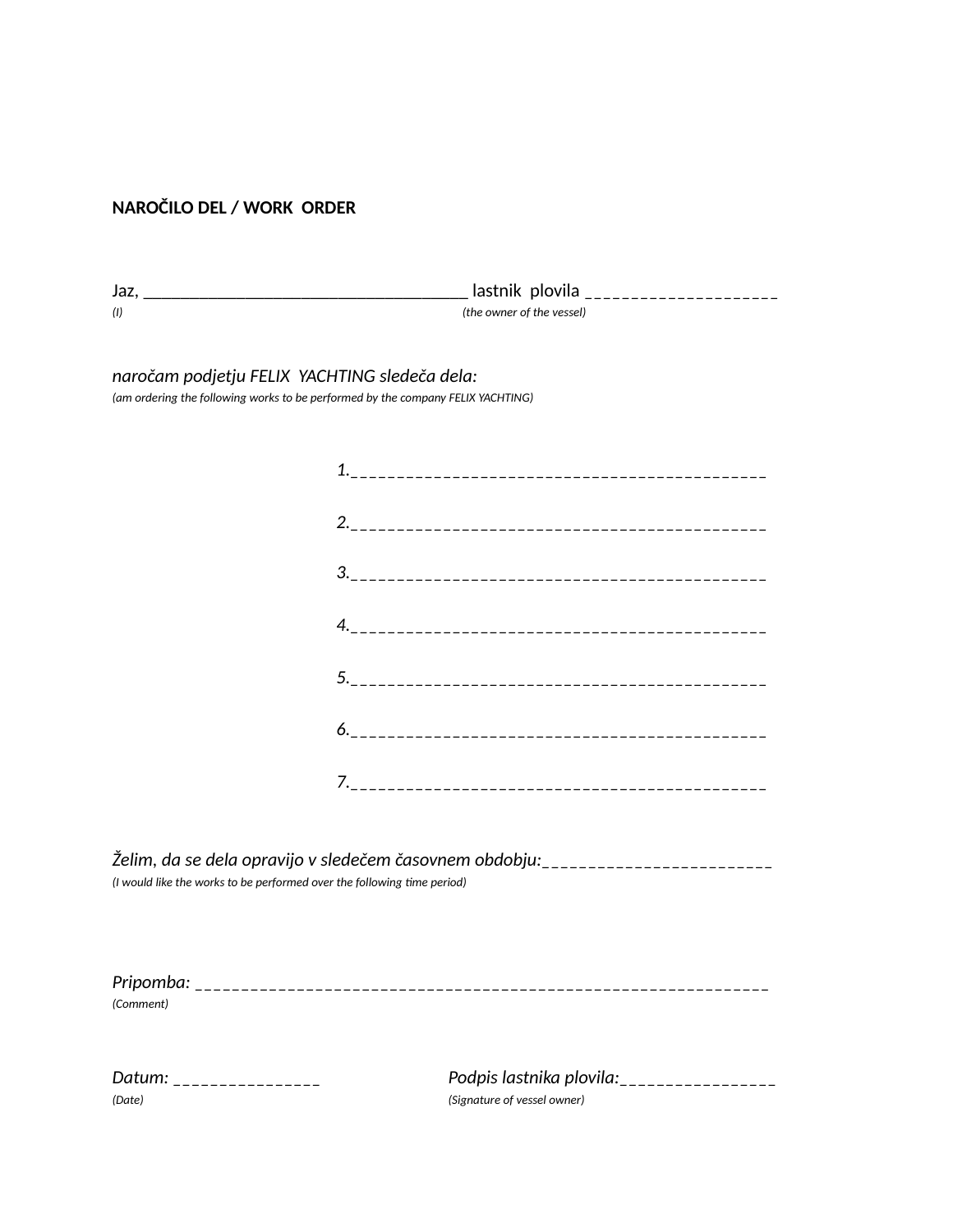**NAROČILO DEL / WORK  ORDER**

Jaz, ____________________________________ lastnik  plovila _____________________

*(I)* *(the owner of the vessel)*

*naročam podjetju FELIX  YACHTING sledeča dela:*

*(am ordering the following works to be performed by the company FELIX YACHTING)*

*1.*____________________________________________

*2.*____________________________________________

*3.*____________________________________________

*4.*____________________________________________

*5.*____________________________________________

*6.*____________________________________________

*7.*____________________________________________

*Želim, da se dela opravijo v sledečem časovnem obdobju:*_________________________

*(I would like the works to be performed over the following time period)*

*Pripomba:* ______________________________________________________________

*(Comment)*

*Datum:* ________________

*(Date)*

*Podpis lastnika plovila:*_________________

*(Signature of vessel owner)*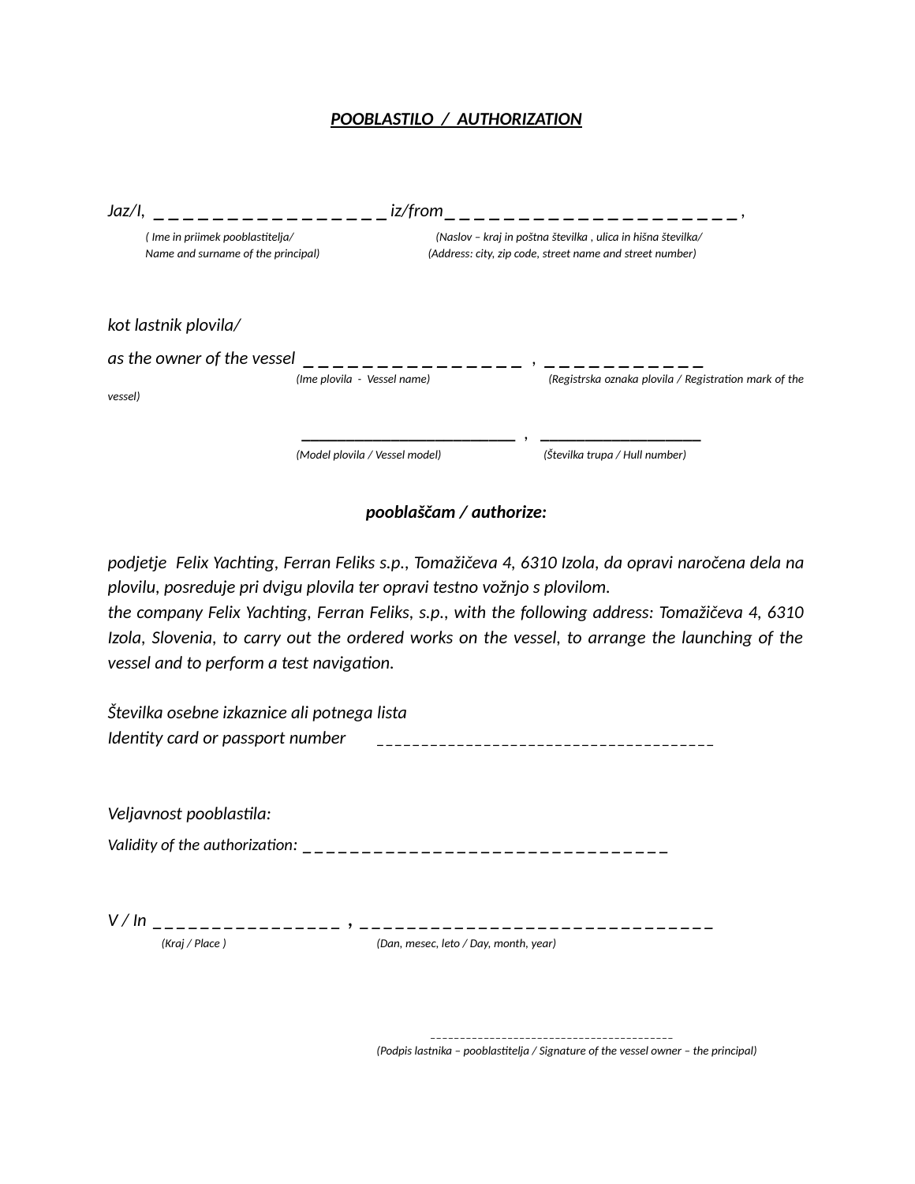***POOBLASTILO / AUTHORIZATION***

*Jaz/I,* _ _ _ _ _ _ _ _ _ _ _ _ _ _ _ _ _ *iz/from*_ _ _ _ _ _ _ _ _ _ _ _ _ _ _ _ _ _ _ _ _ ,

*( Ime in priimek pooblastitelja/ Name and surname of the principal)* *(Naslov – kraj in poštna številka , ulica in hišna številka/ (Address: city, zip code, street name and street number)*

*kot lastnik plovila/*

*as the owner of the vessel* _ _ _ _ _ _ _ _ _ _ _ _ _ _ _ _ , _ _ _ _ _ _ _ _ _ _ _ _

*(Ime plovila - Vessel name)* *(Registrska oznaka plovila / Registration mark of the vessel)*

_________________________ , __________________

*(Model plovila / Vessel model)* *(Številka trupa / Hull number)*

***pooblaščam / authorize:***

*podjetje Felix Yachting, Ferran Feliks s.p., Tomažičeva 4, 6310 Izola, da opravi naročena dela na plovilu, posreduje pri dvigu plovila ter opravi testno vožnjo s plovilom.*
*the company Felix Yachting, Ferran Feliks, s.p., with the following address: Tomažičeva 4, 6310 Izola, Slovenia, to carry out the ordered works on the vessel, to arrange the launching of the vessel and to perform a test navigation.*

*Številka osebne izkaznice ali potnega lista*
*Identity card or passport number* _ _ _ _ _ _ _ _ _ _ _ _ _ _ _ _ _ _ _ _ _ _ _ _ _ _ _ _ _ _ _ _ _ _ _ _ _ _

*Veljavnost pooblastila:*

*Validity of the authorization:* _ _ _ _ _ _ _ _ _ _ _ _ _ _ _ _ _ _ _ _ _ _ _ _ _ _ _ _ _ _ _

*V / In* _ _ _ _ _ _ _ _ _ _ _ _ _ _ _ _ , _ _ _ _ _ _ _ _ _ _ _ _ _ _ _ _ _ _ _ _ _ _ _ _ _ _ _ _ _

*(Kraj / Place )* *(Dan, mesec, leto / Day, month, year)*

_ _ _ _ _ _ _ _ _ _ _ _ _ _ _ _ _ _ _ _ _ _ _ _ _ _ _ _ _ _ _ _ _ _ _ _ _ _ _ _ _

*(Podpis lastnika – pooblastitelja / Signature of the vessel owner – the principal)*